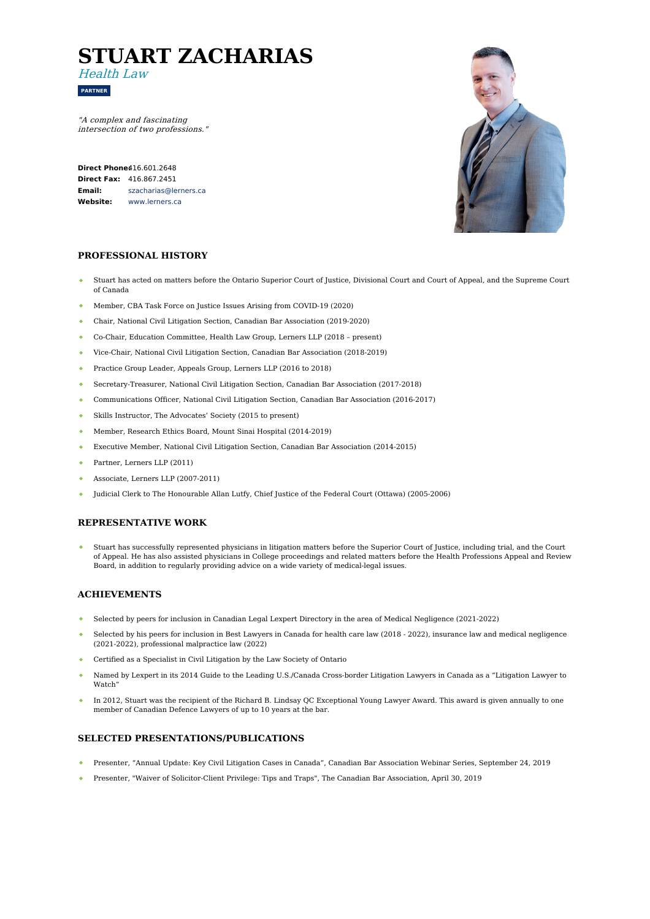# STUART ZACHARIAS

*Health Law*

**PARTNER**

*"A complex and fascinating intersection of two professions."*

**Direct Phone:** 416.601.2648
**Direct Fax:** 416.867.2451
**Email:** szacharias@lerners.ca
**Website:** www.lerners.ca

## PROFESSIONAL HISTORY

- Stuart has acted on matters before the Ontario Superior Court of Justice, Divisional Court and Court of Appeal, and the Supreme Court of Canada
- Member, CBA Task Force on Justice Issues Arising from COVID-19 (2020)
- Chair, National Civil Litigation Section, Canadian Bar Association (2019-2020)
- Co-Chair, Education Committee, Health Law Group, Lerners LLP (2018 – present)
- Vice-Chair, National Civil Litigation Section, Canadian Bar Association (2018-2019)
- Practice Group Leader, Appeals Group, Lerners LLP (2016 to 2018)
- Secretary-Treasurer, National Civil Litigation Section, Canadian Bar Association (2017-2018)
- Communications Officer, National Civil Litigation Section, Canadian Bar Association (2016-2017)
- Skills Instructor, The Advocates' Society (2015 to present)
- Member, Research Ethics Board, Mount Sinai Hospital (2014-2019)
- Executive Member, National Civil Litigation Section, Canadian Bar Association (2014-2015)
- Partner, Lerners LLP (2011)
- Associate, Lerners LLP (2007-2011)
- Judicial Clerk to The Honourable Allan Lutfy, Chief Justice of the Federal Court (Ottawa) (2005-2006)

## REPRESENTATIVE WORK

- Stuart has successfully represented physicians in litigation matters before the Superior Court of Justice, including trial, and the Court of Appeal. He has also assisted physicians in College proceedings and related matters before the Health Professions Appeal and Review Board, in addition to regularly providing advice on a wide variety of medical-legal issues.

## ACHIEVEMENTS

- Selected by peers for inclusion in Canadian Legal Lexpert Directory in the area of Medical Negligence (2021-2022)
- Selected by his peers for inclusion in Best Lawyers in Canada for health care law (2018 - 2022), insurance law and medical negligence (2021-2022), professional malpractice law (2022)
- Certified as a Specialist in Civil Litigation by the Law Society of Ontario
- Named by Lexpert in its 2014 Guide to the Leading U.S./Canada Cross-border Litigation Lawyers in Canada as a "Litigation Lawyer to Watch"
- In 2012, Stuart was the recipient of the Richard B. Lindsay QC Exceptional Young Lawyer Award. This award is given annually to one member of Canadian Defence Lawyers of up to 10 years at the bar.

## SELECTED PRESENTATIONS/PUBLICATIONS

- Presenter, "Annual Update: Key Civil Litigation Cases in Canada", Canadian Bar Association Webinar Series, September 24, 2019
- Presenter, "Waiver of Solicitor-Client Privilege: Tips and Traps", The Canadian Bar Association, April 30, 2019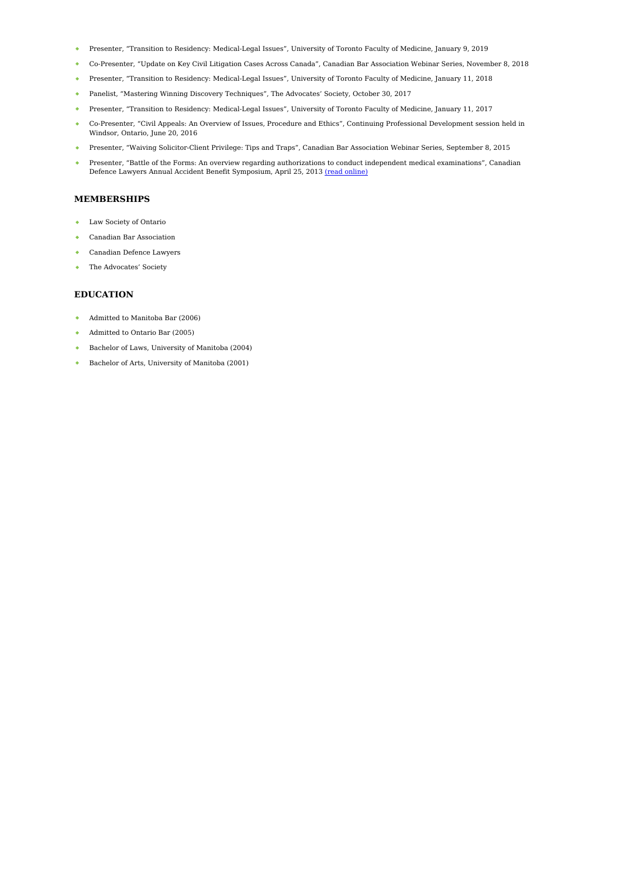- Presenter, "Transition to Residency: Medical-Legal Issues", University of Toronto Faculty of Medicine, January 9, 2019
- Co-Presenter, "Update on Key Civil Litigation Cases Across Canada", Canadian Bar Association Webinar Series, November 8, 2018
- Presenter, "Transition to Residency: Medical-Legal Issues", University of Toronto Faculty of Medicine, January 11, 2018
- Panelist, "Mastering Winning Discovery Techniques", The Advocates' Society, October 30, 2017
- Presenter, "Transition to Residency: Medical-Legal Issues", University of Toronto Faculty of Medicine, January 11, 2017
- Co-Presenter, "Civil Appeals: An Overview of Issues, Procedure and Ethics", Continuing Professional Development session held in Windsor, Ontario, June 20, 2016
- Presenter, "Waiving Solicitor-Client Privilege: Tips and Traps", Canadian Bar Association Webinar Series, September 8, 2015
- Presenter, "Battle of the Forms: An overview regarding authorizations to conduct independent medical examinations", Canadian Defence Lawyers Annual Accident Benefit Symposium, April 25, 2013 (read online)

## MEMBERSHIPS

- Law Society of Ontario
- Canadian Bar Association
- Canadian Defence Lawyers
- The Advocates' Society

## EDUCATION

- Admitted to Manitoba Bar (2006)
- Admitted to Ontario Bar (2005)
- Bachelor of Laws, University of Manitoba (2004)
- Bachelor of Arts, University of Manitoba (2001)